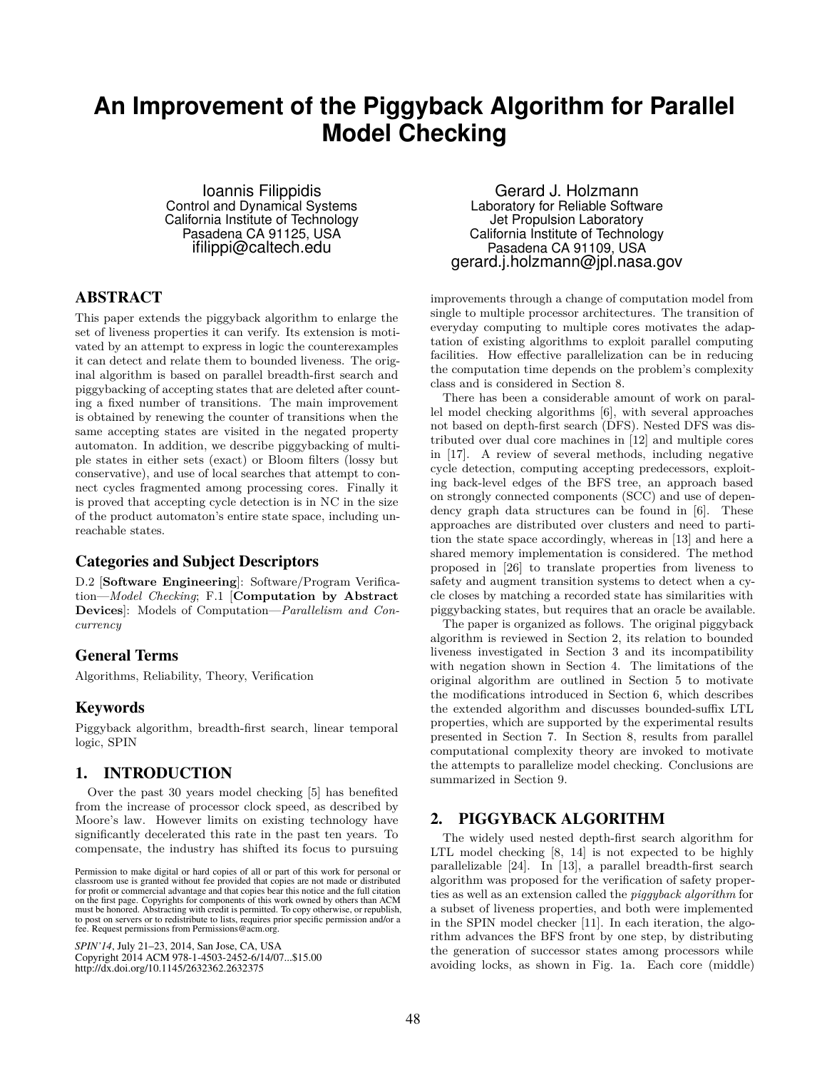# An Improvement of the Piggyback Algorithm for Parallel Model Checking

Ioannis Filippidis
Control and Dynamical Systems
California Institute of Technology
Pasadena CA 91125, USA
ifilippi@caltech.edu

Gerard J. Holzmann
Laboratory for Reliable Software
Jet Propulsion Laboratory
California Institute of Technology
Pasadena CA 91109, USA
gerard.j.holzmann@jpl.nasa.gov

## ABSTRACT

This paper extends the piggyback algorithm to enlarge the set of liveness properties it can verify. Its extension is motivated by an attempt to express in logic the counterexamples it can detect and relate them to bounded liveness. The original algorithm is based on parallel breadth-first search and piggybacking of accepting states that are deleted after counting a fixed number of transitions. The main improvement is obtained by renewing the counter of transitions when the same accepting states are visited in the negated property automaton. In addition, we describe piggybacking of multiple states in either sets (exact) or Bloom filters (lossy but conservative), and use of local searches that attempt to connect cycles fragmented among processing cores. Finally it is proved that accepting cycle detection is in NC in the size of the product automaton's entire state space, including unreachable states.

## Categories and Subject Descriptors

D.2 [**Software Engineering**]: Software/Program Verification—*Model Checking*; F.1 [**Computation by Abstract Devices**]: Models of Computation—*Parallelism and Concurrency*

## General Terms

Algorithms, Reliability, Theory, Verification

## Keywords

Piggyback algorithm, breadth-first search, linear temporal logic, SPIN

## 1. INTRODUCTION

Over the past 30 years model checking [5] has benefited from the increase of processor clock speed, as described by Moore's law. However limits on existing technology have significantly decelerated this rate in the past ten years. To compensate, the industry has shifted its focus to pursuing improvements through a change of computation model from single to multiple processor architectures. The transition of everyday computing to multiple cores motivates the adaptation of existing algorithms to exploit parallel computing facilities. How effective parallelization can be in reducing the computation time depends on the problem's complexity class and is considered in Section 8.

There has been a considerable amount of work on parallel model checking algorithms [6], with several approaches not based on depth-first search (DFS). Nested DFS was distributed over dual core machines in [12] and multiple cores in [17]. A review of several methods, including negative cycle detection, computing accepting predecessors, exploiting back-level edges of the BFS tree, an approach based on strongly connected components (SCC) and use of dependency graph data structures can be found in [6]. These approaches are distributed over clusters and need to partition the state space accordingly, whereas in [13] and here a shared memory implementation is considered. The method proposed in [26] to translate properties from liveness to safety and augment transition systems to detect when a cycle closes by matching a recorded state has similarities with piggybacking states, but requires that an oracle be available.

The paper is organized as follows. The original piggyback algorithm is reviewed in Section 2, its relation to bounded liveness investigated in Section 3 and its incompatibility with negation shown in Section 4. The limitations of the original algorithm are outlined in Section 5 to motivate the modifications introduced in Section 6, which describes the extended algorithm and discusses bounded-suffix LTL properties, which are supported by the experimental results presented in Section 7. In Section 8, results from parallel computational complexity theory are invoked to motivate the attempts to parallelize model checking. Conclusions are summarized in Section 9.

## 2. PIGGYBACK ALGORITHM

The widely used nested depth-first search algorithm for LTL model checking [8, 14] is not expected to be highly parallelizable [24]. In [13], a parallel breadth-first search algorithm was proposed for the verification of safety properties as well as an extension called the *piggyback algorithm* for a subset of liveness properties, and both were implemented in the SPIN model checker [11]. In each iteration, the algorithm advances the BFS front by one step, by distributing the generation of successor states among processors while avoiding locks, as shown in Fig. 1a. Each core (middle)

Permission to make digital or hard copies of all or part of this work for personal or classroom use is granted without fee provided that copies are not made or distributed for profit or commercial advantage and that copies bear this notice and the full citation on the first page. Copyrights for components of this work owned by others than ACM must be honored. Abstracting with credit is permitted. To copy otherwise, or republish, to post on servers or to redistribute to lists, requires prior specific permission and/or a fee. Request permissions from Permissions@acm.org.

*SPIN'14*, July 21–23, 2014, San Jose, CA, USA
Copyright 2014 ACM 978-1-4503-2452-6/14/07...$15.00
http://dx.doi.org/10.1145/2632362.2632375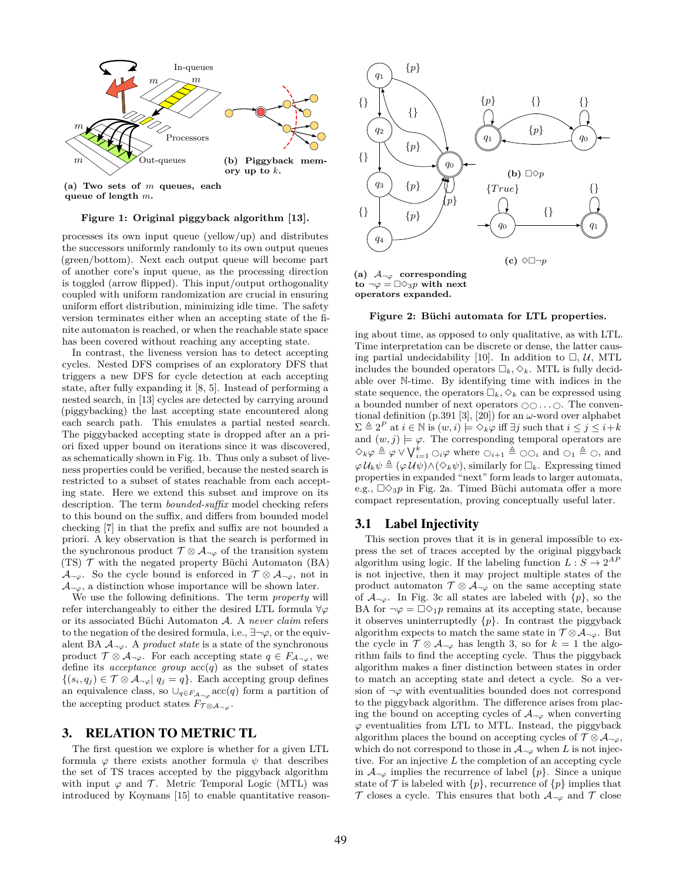(a) **Two sets of $m$ queues, each queue of length $m$.**

(b) **Piggyback memory up to $k$.**

**Figure 1: Original piggyback algorithm [13].**

processes its own input queue (yellow/up) and distributes the successors uniformly randomly to its own output queues (green/bottom). Next each output queue will become part of another core's input queue, as the processing direction is toggled (arrow flipped). This input/output orthogonality coupled with uniform randomization are crucial in ensuring uniform effort distribution, minimizing idle time. The safety version terminates either when an accepting state of the finite automaton is reached, or when the reachable state space has been covered without reaching any accepting state.

In contrast, the liveness version has to detect accepting cycles. Nested DFS comprises of an exploratory DFS that triggers a new DFS for cycle detection at each accepting state, after fully expanding it [8, 5]. Instead of performing a nested search, in [13] cycles are detected by carrying around (piggybacking) the last accepting state encountered along each search path. This emulates a partial nested search. The piggybacked accepting state is dropped after an a priori fixed upper bound on iterations since it was discovered, as schematically shown in Fig. 1b. Thus only a subset of liveness properties could be verified, because the nested search is restricted to a subset of states reachable from each accepting state. Here we extend this subset and improve on its description. The term *bounded-suffix* model checking refers to this bound on the suffix, and differs from bounded model checking [7] in that the prefix and suffix are not bounded a priori. A key observation is that the search is performed in the synchronous product $\mathcal{T} \otimes \mathcal{A}_{\neg\varphi}$ of the transition system (TS) $\mathcal{T}$ with the negated property Büchi Automaton (BA) $\mathcal{A}_{\neg\varphi}$. So the cycle bound is enforced in $\mathcal{T} \otimes \mathcal{A}_{\neg\varphi}$, not in $\mathcal{A}_{\neg\varphi}$, a distinction whose importance will be shown later.

We use the following definitions. The term *property* will refer interchangeably to either the desired LTL formula $\forall\varphi$ or its associated Büchi Automaton $\mathcal{A}$. A *never claim* refers to the negation of the desired formula, i.e., $\exists\neg\varphi$, or the equivalent BA $\mathcal{A}_{\neg\varphi}$. A *product state* is a state of the synchronous product $\mathcal{T} \otimes \mathcal{A}_{\neg\varphi}$. For each accepting state $q \in F_{\mathcal{A}_{\neg\varphi}}$, we define its *acceptance group* $\mathrm{acc}(q)$ as the subset of states $\{(s_i, q_j) \in \mathcal{T} \otimes \mathcal{A}_{\neg\varphi} | \ q_j = q\}$. Each accepting group defines an equivalence class, so $\cup_{q \in F_{\mathcal{A}_{\neg\varphi}}} \mathrm{acc}(q)$ form a partition of the accepting product states $F_{\mathcal{T} \otimes \mathcal{A}_{\neg\varphi}}$.

## 3. RELATION TO METRIC TL

The first question we explore is whether for a given LTL formula $\varphi$ there exists another formula $\psi$ that describes the set of TS traces accepted by the piggyback algorithm with input $\varphi$ and $\mathcal{T}$. Metric Temporal Logic (MTL) was introduced by Koymans [15] to enable quantitative reasoning about time, as opposed to only qualitative, as with LTL. Time interpretation can be discrete or dense, the latter causing partial undecidability [10]. In addition to $\Box$, $\mathcal{U}$, MTL includes the bounded operators $\Box_k, \Diamond_k$. MTL is fully decidable over $\mathbb{N}$-time. By identifying time with indices in the state sequence, the operators $\Box_k, \Diamond_k$ can be expressed using a bounded number of next operators $\bigcirc\bigcirc \ldots \bigcirc$. The conventional definition (p.391 [3], [20]) for an $\omega$-word over alphabet $\Sigma \triangleq 2^P$ at $i \in \mathbb{N}$ is $(w, i) \models \Diamond_k \varphi$ iff $\exists j$ such that $i \le j \le i+k$ and $(w, j) \models \varphi$. The corresponding temporal operators are $\Diamond_k \varphi \triangleq \varphi \vee \bigvee_{i=1}^{k} \bigcirc_i \varphi$ where $\bigcirc_{i+1} \triangleq \bigcirc\bigcirc_i$ and $\bigcirc_1 \triangleq \bigcirc$, and $\varphi \mathcal{U}_k \psi \triangleq (\varphi \mathcal{U} \psi) \wedge (\Diamond_k \psi)$, similarly for $\Box_k$. Expressing timed properties in expanded "next" form leads to larger automata, e.g., $\Box\Diamond_3 p$ in Fig. 2a. Timed Büchi automata offer a more compact representation, proving conceptually useful later.

(a) **$\mathcal{A}_{\neg\varphi}$ corresponding to $\neg\varphi = \Box\Diamond_3 p$ with next operators expanded.**

(b) **$\Box\Diamond p$**

(c) **$\Diamond\Box\neg p$**

**Figure 2: Büchi automata for LTL properties.**

### 3.1 Label Injectivity

This section proves that it is in general impossible to express the set of traces accepted by the original piggyback algorithm using logic. If the labeling function $L : S \to 2^{AP}$ is not injective, then it may project multiple states of the product automaton $\mathcal{T} \otimes \mathcal{A}_{\neg\varphi}$ on the same accepting state of $\mathcal{A}_{\neg\varphi}$. In Fig. 3c all states are labeled with $\{p\}$, so the BA for $\neg\varphi = \Box\Diamond_1 p$ remains at its accepting state, because it observes uninterruptedly $\{p\}$. In contrast the piggyback algorithm expects to match the same state in $\mathcal{T} \otimes \mathcal{A}_{\neg\varphi}$. But the cycle in $\mathcal{T} \otimes \mathcal{A}_{\neg\varphi}$ has length 3, so for $k = 1$ the algorithm fails to find the accepting cycle. Thus the piggyback algorithm makes a finer distinction between states in order to match an accepting state and detect a cycle. So a version of $\neg\varphi$ with eventualities bounded does not correspond to the piggyback algorithm. The difference arises from placing the bound on accepting cycles of $\mathcal{A}_{\neg\varphi}$ when converting $\varphi$ eventualities from LTL to MTL. Instead, the piggyback algorithm places the bound on accepting cycles of $\mathcal{T} \otimes \mathcal{A}_{\neg\varphi}$, which do not correspond to those in $\mathcal{A}_{\neg\varphi}$ when $L$ is not injective. For an injective $L$ the completion of an accepting cycle in $\mathcal{A}_{\neg\varphi}$ implies the recurrence of label $\{p\}$. Since a unique state of $\mathcal{T}$ is labeled with $\{p\}$, recurrence of $\{p\}$ implies that $\mathcal{T}$ closes a cycle. This ensures that both $\mathcal{A}_{\neg\varphi}$ and $\mathcal{T}$ close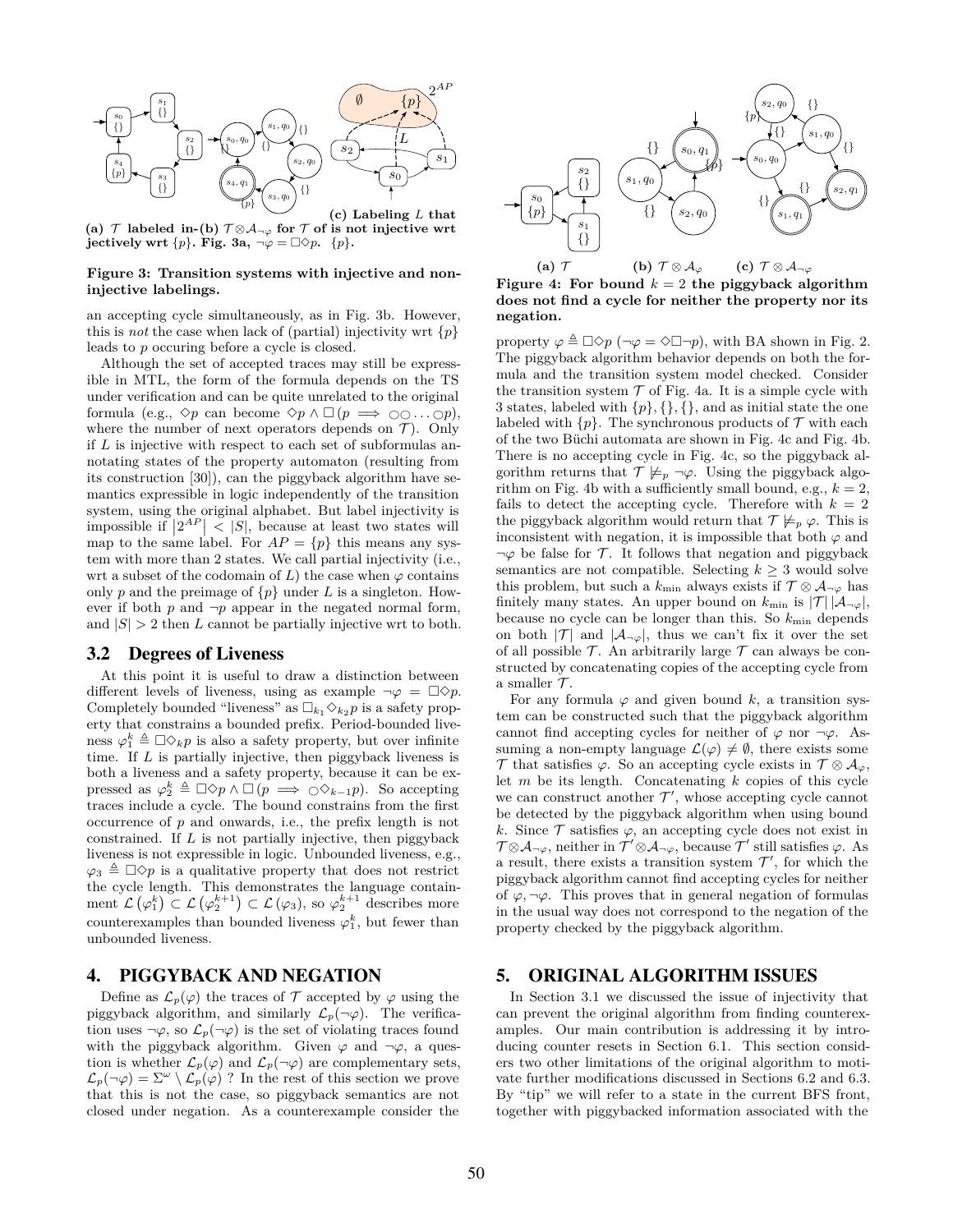(a) $\mathcal{T}$ labeled injectively wrt $\{p\}$. (b) $\mathcal{T} \otimes \mathcal{A}_{\neg\varphi}$ for $\mathcal{T}$ of Fig. 3a, $\neg\varphi = \Box\Diamond p$. (c) Labeling $L$ that is not injective wrt $\{p\}$.

**Figure 3: Transition systems with injective and non-injective labelings.**

an accepting cycle simultaneously, as in Fig. 3b. However, this is *not* the case when lack of (partial) injectivity wrt $\{p\}$ leads to $p$ occuring before a cycle is closed.

Although the set of accepted traces may still be expressible in MTL, the form of the formula depends on the TS under verification and can be quite unrelated to the original formula (e.g., $\Diamond p$ can become $\Diamond p \wedge \Box(p \implies \bigcirc\bigcirc \ldots \bigcirc p)$, where the number of next operators depends on $\mathcal{T}$). Only if $L$ is injective with respect to each set of subformulas annotating states of the property automaton (resulting from its construction [30]), can the piggyback algorithm have semantics expressible in logic independently of the transition system, using the original alphabet. But label injectivity is impossible if $\left|2^{AP}\right| < |S|$, because at least two states will map to the same label. For $AP = \{p\}$ this means any system with more than 2 states. We call partial injectivity (i.e., wrt a subset of the codomain of $L$) the case when $\varphi$ contains only $p$ and the preimage of $\{p\}$ under $L$ is a singleton. However if both $p$ and $\neg p$ appear in the negated normal form, and $|S| > 2$ then $L$ cannot be partially injective wrt to both.

## 3.2 Degrees of Liveness

At this point it is useful to draw a distinction between different levels of liveness, using as example $\neg\varphi = \Box\Diamond p$. Completely bounded "liveness" as $\Box_{k_1}\Diamond_{k_2} p$ is a safety property that constrains a bounded prefix. Period-bounded liveness $\varphi_1^k \triangleq \Box\Diamond_k p$ is also a safety property, but over infinite time. If $L$ is partially injective, then piggyback liveness is both a liveness and a safety property, because it can be expressed as $\varphi_2^k \triangleq \Box\Diamond p \wedge \Box(p \implies \bigcirc\Diamond_{k-1} p)$. So accepting traces include a cycle. The bound constrains from the first occurrence of $p$ and onwards, i.e., the prefix length is not constrained. If $L$ is not partially injective, then piggyback liveness is not expressible in logic. Unbounded liveness, e.g., $\varphi_3 \triangleq \Box\Diamond p$ is a qualitative property that does not restrict the cycle length. This demonstrates the language containment $\mathcal{L}\left(\varphi_1^k\right) \subset \mathcal{L}\left(\varphi_2^{k+1}\right) \subset \mathcal{L}\left(\varphi_3\right)$, so $\varphi_2^{k+1}$ describes more counterexamples than bounded liveness $\varphi_1^k$, but fewer than unbounded liveness.

# 4. PIGGYBACK AND NEGATION

Define as $\mathcal{L}_p(\varphi)$ the traces of $\mathcal{T}$ accepted by $\varphi$ using the piggyback algorithm, and similarly $\mathcal{L}_p(\neg\varphi)$. The verification uses $\neg\varphi$, so $\mathcal{L}_p(\neg\varphi)$ is the set of violating traces found with the piggyback algorithm. Given $\varphi$ and $\neg\varphi$, a question is whether $\mathcal{L}_p(\varphi)$ and $\mathcal{L}_p(\neg\varphi)$ are complementary sets, $\mathcal{L}_p(\neg\varphi) = \Sigma^\omega \setminus \mathcal{L}_p(\varphi)$ ? In the rest of this section we prove that this is not the case, so piggyback semantics are not closed under negation. As a counterexample consider the property $\varphi \triangleq \Box\Diamond p$ ($\neg\varphi = \Diamond\Box\neg p$), with BA shown in Fig. 2. The piggyback algorithm behavior depends on both the formula and the transition system model checked. Consider the transition system $\mathcal{T}$ of Fig. 4a. It is a simple cycle with 3 states, labeled with $\{p\}, \{\}, \{\}$, and as initial state the one labeled with $\{p\}$. The synchronous products of $\mathcal{T}$ with each of the two Büchi automata are shown in Fig. 4c and Fig. 4b. There is no accepting cycle in Fig. 4c, so the piggyback algorithm returns that $\mathcal{T} \not\models_p \neg\varphi$. Using the piggyback algorithm on Fig. 4b with a sufficiently small bound, e.g., $k = 2$, fails to detect the accepting cycle. Therefore with $k = 2$ the piggyback algorithm would return that $\mathcal{T} \not\models_p \varphi$. This is inconsistent with negation, it is impossible that both $\varphi$ and $\neg\varphi$ be false for $\mathcal{T}$. It follows that negation and piggyback semantics are not compatible. Selecting $k \geq 3$ would solve this problem, but such a $k_{\min}$ always exists if $\mathcal{T} \otimes \mathcal{A}_{\neg\varphi}$ has finitely many states. An upper bound on $k_{\min}$ is $|\mathcal{T}|\,|\mathcal{A}_{\neg\varphi}|$, because no cycle can be longer than this. So $k_{\min}$ depends on both $|\mathcal{T}|$ and $|\mathcal{A}_{\neg\varphi}|$, thus we can't fix it over the set of all possible $\mathcal{T}$. An arbitrarily large $\mathcal{T}$ can always be constructed by concatenating copies of the accepting cycle from a smaller $\mathcal{T}$.

(a) $\mathcal{T}$ (b) $\mathcal{T} \otimes \mathcal{A}_\varphi$ (c) $\mathcal{T} \otimes \mathcal{A}_{\neg\varphi}$

**Figure 4: For bound $k = 2$ the piggyback algorithm does not find a cycle for neither the property nor its negation.**

For any formula $\varphi$ and given bound $k$, a transition system can be constructed such that the piggyback algorithm cannot find accepting cycles for neither of $\varphi$ nor $\neg\varphi$. Assuming a non-empty language $\mathcal{L}(\varphi) \neq \emptyset$, there exists some $\mathcal{T}$ that satisfies $\varphi$. So an accepting cycle exists in $\mathcal{T} \otimes \mathcal{A}_\varphi$, let $m$ be its length. Concatenating $k$ copies of this cycle we can construct another $\mathcal{T}'$, whose accepting cycle cannot be detected by the piggyback algorithm when using bound $k$. Since $\mathcal{T}$ satisfies $\varphi$, an accepting cycle does not exist in $\mathcal{T} \otimes \mathcal{A}_{\neg\varphi}$, neither in $\mathcal{T}' \otimes \mathcal{A}_{\neg\varphi}$, because $\mathcal{T}'$ still satisfies $\varphi$. As a result, there exists a transition system $\mathcal{T}'$, for which the piggyback algorithm cannot find accepting cycles for neither of $\varphi, \neg\varphi$. This proves that in general negation of formulas in the usual way does not correspond to the negation of the property checked by the piggyback algorithm.

# 5. ORIGINAL ALGORITHM ISSUES

In Section 3.1 we discussed the issue of injectivity that can prevent the original algorithm from finding counterexamples. Our main contribution is addressing it by introducing counter resets in Section 6.1. This section considers two other limitations of the original algorithm to motivate further modifications discussed in Sections 6.2 and 6.3. By "tip" we will refer to a state in the current BFS front, together with piggybacked information associated with the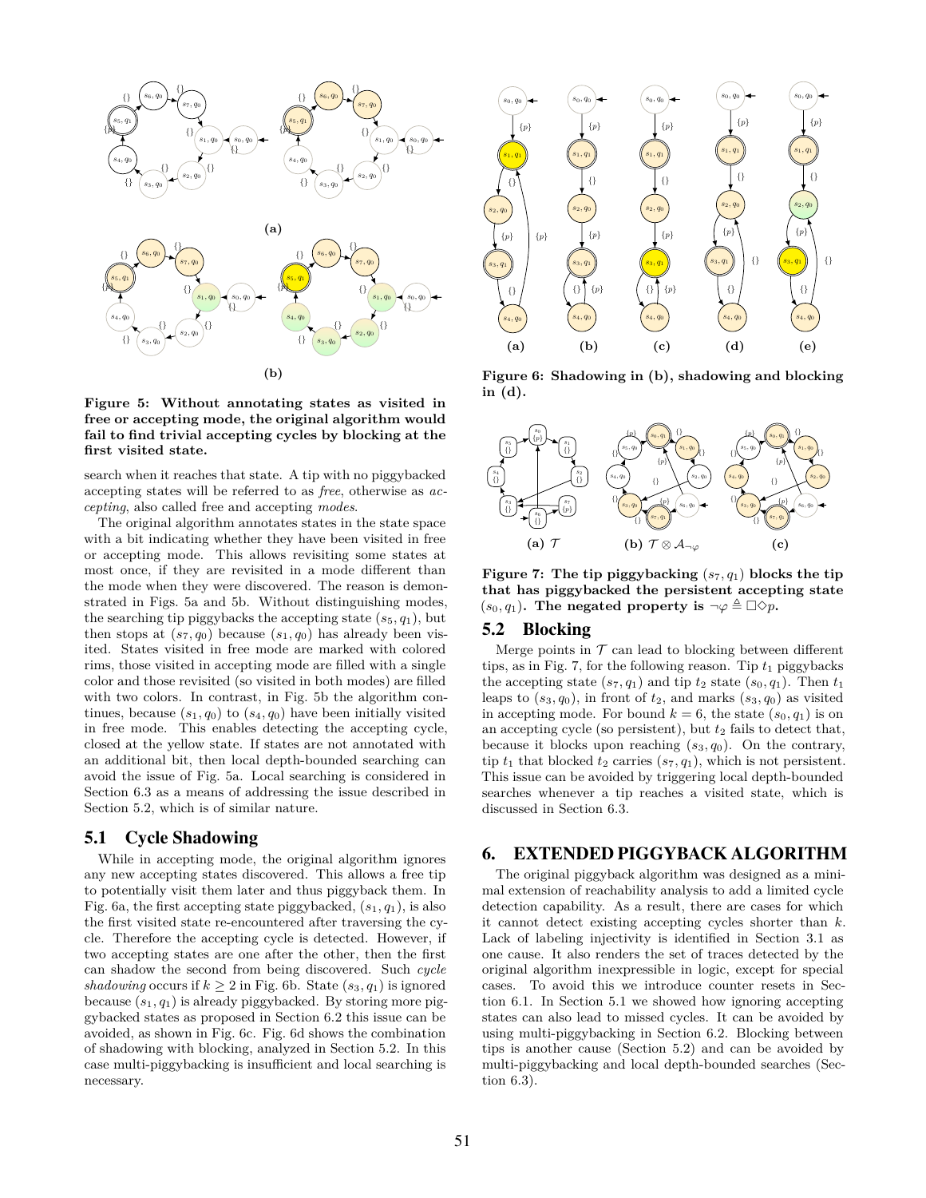**Figure 5: Without annotating states as visited in free or accepting mode, the original algorithm would fail to find trivial accepting cycles by blocking at the first visited state.**

search when it reaches that state. A tip with no piggybacked accepting states will be referred to as *free*, otherwise as *accepting*, also called free and accepting *modes*.

The original algorithm annotates states in the state space with a bit indicating whether they have been visited in free or accepting mode. This allows revisiting some states at most once, if they are revisited in a mode different than the mode when they were discovered. The reason is demonstrated in Figs. 5a and 5b. Without distinguishing modes, the searching tip piggybacks the accepting state $(s_5, q_1)$, but then stops at $(s_7, q_0)$ because $(s_1, q_0)$ has already been visited. States visited in free mode are marked with colored rims, those visited in accepting mode are filled with a single color and those revisited (so visited in both modes) are filled with two colors. In contrast, in Fig. 5b the algorithm continues, because $(s_1, q_0)$ to $(s_4, q_0)$ have been initially visited in free mode. This enables detecting the accepting cycle, closed at the yellow state. If states are not annotated with an additional bit, then local depth-bounded searching can avoid the issue of Fig. 5a. Local searching is considered in Section 6.3 as a means of addressing the issue described in Section 5.2, which is of similar nature.

## 5.1 Cycle Shadowing

While in accepting mode, the original algorithm ignores any new accepting states discovered. This allows a free tip to potentially visit them later and thus piggyback them. In Fig. 6a, the first accepting state piggybacked, $(s_1, q_1)$, is also the first visited state re-encountered after traversing the cycle. Therefore the accepting cycle is detected. However, if two accepting states are one after the other, then the first can shadow the second from being discovered. Such *cycle shadowing* occurs if $k \geq 2$ in Fig. 6b. State $(s_3, q_1)$ is ignored because $(s_1, q_1)$ is already piggybacked. By storing more piggybacked states as proposed in Section 6.2 this issue can be avoided, as shown in Fig. 6c. Fig. 6d shows the combination of shadowing with blocking, analyzed in Section 5.2. In this case multi-piggybacking is insufficient and local searching is necessary.

**Figure 6: Shadowing in (b), shadowing and blocking in (d).**

**Figure 7: The tip piggybacking $(s_7, q_1)$ blocks the tip that has piggybacked the persistent accepting state $(s_0, q_1)$. The negated property is $\neg\varphi \triangleq \Box\Diamond p$.**

## 5.2 Blocking

Merge points in $\mathcal{T}$ can lead to blocking between different tips, as in Fig. 7, for the following reason. Tip $t_1$ piggybacks the accepting state $(s_7, q_1)$ and tip $t_2$ state $(s_0, q_1)$. Then $t_1$ leaps to $(s_3, q_0)$, in front of $t_2$, and marks $(s_3, q_0)$ as visited in accepting mode. For bound $k = 6$, the state $(s_0, q_1)$ is on an accepting cycle (so persistent), but $t_2$ fails to detect that, because it blocks upon reaching $(s_3, q_0)$. On the contrary, tip $t_1$ that blocked $t_2$ carries $(s_7, q_1)$, which is not persistent. This issue can be avoided by triggering local depth-bounded searches whenever a tip reaches a visited state, which is discussed in Section 6.3.

# 6. EXTENDED PIGGYBACK ALGORITHM

The original piggyback algorithm was designed as a minimal extension of reachability analysis to add a limited cycle detection capability. As a result, there are cases for which it cannot detect existing accepting cycles shorter than $k$. Lack of labeling injectivity is identified in Section 3.1 as one cause. It also renders the set of traces detected by the original algorithm inexpressible in logic, except for special cases. To avoid this we introduce counter resets in Section 6.1. In Section 5.1 we showed how ignoring accepting states can also lead to missed cycles. It can be avoided by using multi-piggybacking in Section 6.2. Blocking between tips is another cause (Section 5.2) and can be avoided by multi-piggybacking and local depth-bounded searches (Section 6.3).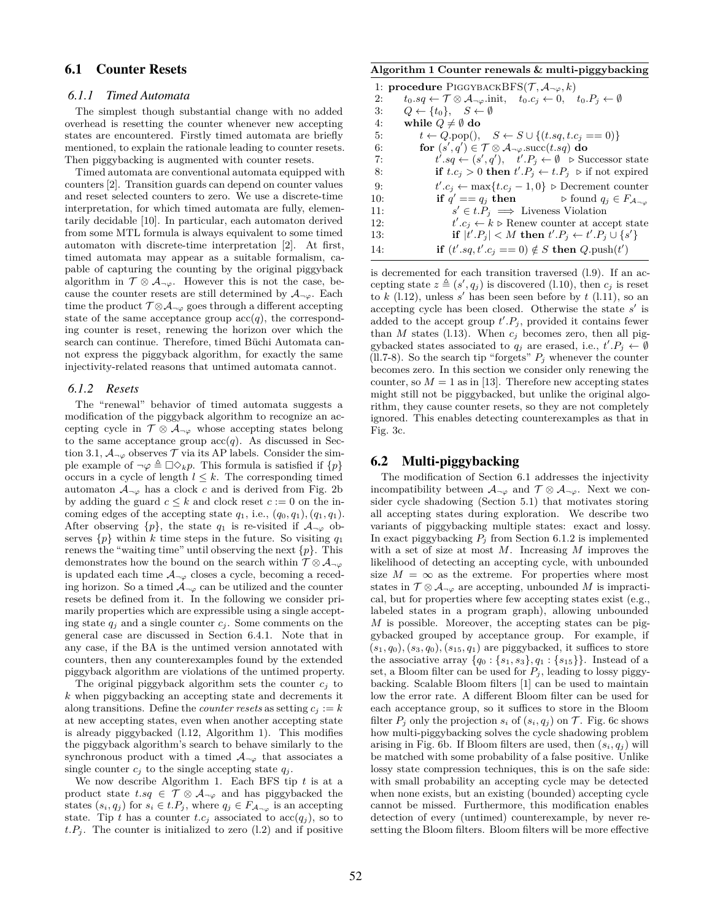## 6.1 Counter Resets

### 6.1.1 Timed Automata

The simplest though substantial change with no added overhead is resetting the counter whenever new accepting states are encountered. Firstly timed automata are briefly mentioned, to explain the rationale leading to counter resets. Then piggybacking is augmented with counter resets.

Timed automata are conventional automata equipped with counters [2]. Transition guards can depend on counter values and reset selected counters to zero. We use a discrete-time interpretation, for which timed automata are fully, elementarily decidable [10]. In particular, each automaton derived from some MTL formula is always equivalent to some timed automaton with discrete-time interpretation [2]. At first, timed automata may appear as a suitable formalism, capable of capturing the counting by the original piggyback algorithm in $\mathcal{T} \otimes \mathcal{A}_{\neg\varphi}$. However this is not the case, because the counter resets are still determined by $\mathcal{A}_{\neg\varphi}$. Each time the product $\mathcal{T} \otimes \mathcal{A}_{\neg\varphi}$ goes through a different accepting state of the same acceptance group $\mathrm{acc}(q)$, the corresponding counter is reset, renewing the horizon over which the search can continue. Therefore, timed Büchi Automata cannot express the piggyback algorithm, for exactly the same injectivity-related reasons that untimed automata cannot.

### 6.1.2 Resets

The "renewal" behavior of timed automata suggests a modification of the piggyback algorithm to recognize an accepting cycle in $\mathcal{T} \otimes \mathcal{A}_{\neg\varphi}$ whose accepting states belong to the same acceptance group $\mathrm{acc}(q)$. As discussed in Section 3.1, $\mathcal{A}_{\neg\varphi}$ observes $\mathcal{T}$ via its AP labels. Consider the simple example of $\neg\varphi \triangleq \Box\Diamond_k p$. This formula is satisfied if $\{p\}$ occurs in a cycle of length $l \leq k$. The corresponding timed automaton $\mathcal{A}_{\neg\varphi}$ has a clock $c$ and is derived from Fig. 2b by adding the guard $c \leq k$ and clock reset $c := 0$ on the incoming edges of the accepting state $q_1$, i.e., $(q_0, q_1), (q_1, q_1)$. After observing $\{p\}$, the state $q_1$ is re-visited if $\mathcal{A}_{\neg\varphi}$ observes $\{p\}$ within $k$ time steps in the future. So visiting $q_1$ renews the "waiting time" until observing the next $\{p\}$. This demonstrates how the bound on the search within $\mathcal{T} \otimes \mathcal{A}_{\neg\varphi}$ is updated each time $\mathcal{A}_{\neg\varphi}$ closes a cycle, becoming a receding horizon. So a timed $\mathcal{A}_{\neg\varphi}$ can be utilized and the counter resets be defined from it. In the following we consider primarily properties which are expressible using a single accepting state $q_j$ and a single counter $c_j$. Some comments on the general case are discussed in Section 6.4.1. Note that in any case, if the BA is the untimed version annotated with counters, then any counterexamples found by the extended piggyback algorithm are violations of the untimed property.

The original piggyback algorithm sets the counter $c_j$ to $k$ when piggybacking an accepting state and decrements it along transitions. Define the *counter resets* as setting $c_j := k$ at new accepting states, even when another accepting state is already piggybacked (l.12, Algorithm 1). This modifies the piggyback algorithm's search to behave similarly to the synchronous product with a timed $\mathcal{A}_{\neg\varphi}$ that associates a single counter $c_j$ to the single accepting state $q_j$.

We now describe Algorithm 1. Each BFS tip $t$ is at a product state $t.sq \in \mathcal{T} \otimes \mathcal{A}_{\neg\varphi}$ and has piggybacked the states $(s_i, q_j)$ for $s_i \in t.P_j$, where $q_j \in F_{\mathcal{A}_{\neg\varphi}}$ is an accepting state. Tip $t$ has a counter $t.c_j$ associated to $\mathrm{acc}(q_j)$, so to $t.P_j$. The counter is initialized to zero (l.2) and if positive

**Algorithm 1** Counter renewals & multi-piggybacking

```
 1: procedure PiggybackBFS(T, A_¬φ, k)
 2:     t0.sq ← T ⊗ A_¬φ.init,  t0.c_j ← 0,  t0.P_j ← ∅
 3:     Q ← {t0},  S ← ∅
 4:     while Q ≠ ∅ do
 5:         t ← Q.pop(),  S ← S ∪ {(t.sq, t.c_j == 0)}
 6:         for (s', q') ∈ T ⊗ A_¬φ.succ(t.sq) do
 7:             t'.sq ← (s', q'),  t'.P_j ← ∅   ▷ Successor state
 8:             if t.c_j > 0 then t'.P_j ← t.P_j   ▷ if not expired
 9:             t'.c_j ← max{t.c_j − 1, 0}  ▷ Decrement counter
10:             if q' == q_j then          ▷ found q_j ∈ F_{A_¬φ}
11:                 s' ∈ t.P_j ⟹ Liveness Violation
12:                 t'.c_j ← k  ▷ Renew counter at accept state
13:                 if |t'.P_j| < M then t'.P_j ← t'.P_j ∪ {s'}
14:             if (t'.sq, t'.c_j == 0) ∉ S then Q.push(t')
```

is decremented for each transition traversed (l.9). If an accepting state $z \triangleq (s', q_j)$ is discovered (l.10), then $c_j$ is reset to $k$ (l.12), unless $s'$ has been seen before by $t$ (l.11), so an accepting cycle has been closed. Otherwise the state $s'$ is added to the accept group $t'.P_j$, provided it contains fewer than $M$ states (l.13). When $c_j$ becomes zero, then all piggybacked states associated to $q_j$ are erased, i.e., $t'.P_j \leftarrow \emptyset$ (ll.7-8). So the search tip "forgets" $P_j$ whenever the counter becomes zero. In this section we consider only renewing the counter, so $M = 1$ as in [13]. Therefore new accepting states might still not be piggybacked, but unlike the original algorithm, they cause counter resets, so they are not completely ignored. This enables detecting counterexamples as that in Fig. 3c.

## 6.2 Multi-piggybacking

The modification of Section 6.1 addresses the injectivity incompatibility between $\mathcal{A}_{\neg\varphi}$ and $\mathcal{T} \otimes \mathcal{A}_{\neg\varphi}$. Next we consider cycle shadowing (Section 5.1) that motivates storing all accepting states during exploration. We describe two variants of piggybacking multiple states: exact and lossy. In exact piggybacking $P_j$ from Section 6.1.2 is implemented with a set of size at most $M$. Increasing $M$ improves the likelihood of detecting an accepting cycle, with unbounded size $M = \infty$ as the extreme. For properties where most states in $\mathcal{T} \otimes \mathcal{A}_{\neg\varphi}$ are accepting, unbounded $M$ is impractical, but for properties where few accepting states exist (e.g., labeled states in a program graph), allowing unbounded $M$ is possible. Moreover, the accepting states can be piggybacked grouped by acceptance group. For example, if $(s_1, q_0), (s_3, q_0), (s_{15}, q_1)$ are piggybacked, it suffices to store the associative array $\{q_0 : \{s_1, s_3\}, q_1 : \{s_{15}\}\}$. Instead of a set, a Bloom filter can be used for $P_j$, leading to lossy piggybacking. Scalable Bloom filters [1] can be used to maintain low the error rate. A different Bloom filter can be used for each acceptance group, so it suffices to store in the Bloom filter $P_j$ only the projection $s_i$ of $(s_i, q_j)$ on $\mathcal{T}$. Fig. 6c shows how multi-piggybacking solves the cycle shadowing problem arising in Fig. 6b. If Bloom filters are used, then $(s_i, q_j)$ will be matched with some probability of a false positive. Unlike lossy state compression techniques, this is on the safe side: with small probability an accepting cycle may be detected when none exists, but an existing (bounded) accepting cycle cannot be missed. Furthermore, this modification enables detection of every (untimed) counterexample, by never resetting the Bloom filters. Bloom filters will be more effective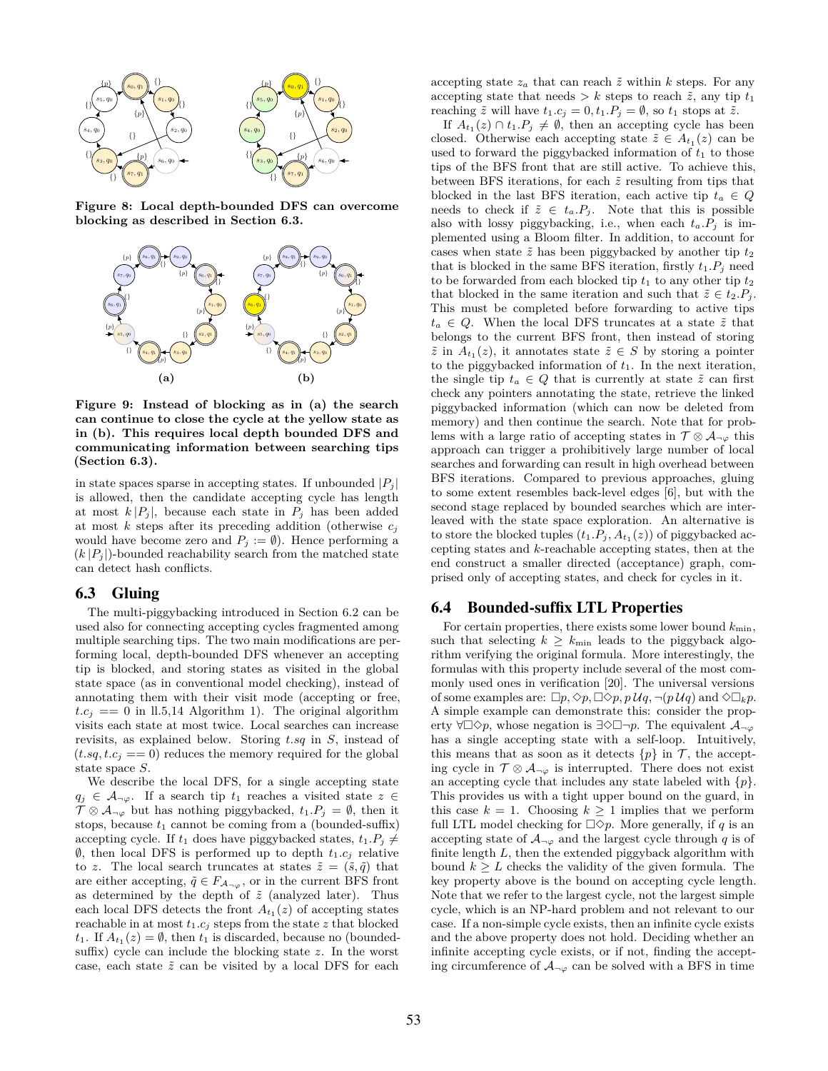**Figure 8: Local depth-bounded DFS can overcome blocking as described in Section 6.3.**

**Figure 9: Instead of blocking as in (a) the search can continue to close the cycle at the yellow state as in (b). This requires local depth bounded DFS and communicating information between searching tips (Section 6.3).**

in state spaces sparse in accepting states. If unbounded $|P_j|$ is allowed, then the candidate accepting cycle has length at most $k\,|P_j|$, because each state in $P_j$ has been added at most $k$ steps after its preceding addition (otherwise $c_j$ would have become zero and $P_j := \emptyset$). Hence performing a $(k\,|P_j|)$-bounded reachability search from the matched state can detect hash conflicts.

## 6.3 Gluing

The multi-piggybacking introduced in Section 6.2 can be used also for connecting accepting cycles fragmented among multiple searching tips. The two main modifications are performing local, depth-bounded DFS whenever an accepting tip is blocked, and storing states as visited in the global state space (as in conventional model checking), instead of annotating them with their visit mode (accepting or free, $t.c_j == 0$ in ll.5,14 Algorithm 1). The original algorithm visits each state at most twice. Local searches can increase revisits, as explained below. Storing $t.sq$ in $S$, instead of $(t.sq, t.c_j == 0)$ reduces the memory required for the global state space $S$.

We describe the local DFS, for a single accepting state $q_j \in \mathcal{A}_{\neg\varphi}$. If a search tip $t_1$ reaches a visited state $z \in \mathcal{T} \otimes \mathcal{A}_{\neg\varphi}$ but has nothing piggybacked, $t_1.P_j = \emptyset$, then it stops, because $t_1$ cannot be coming from a (bounded-suffix) accepting cycle. If $t_1$ does have piggybacked states, $t_1.P_j \neq \emptyset$, then local DFS is performed up to depth $t_1.c_j$ relative to $z$. The local search truncates at states $\tilde{z} = (\tilde{s}, \tilde{q})$ that are either accepting, $\tilde{q} \in F_{\mathcal{A}_{\neg\varphi}}$, or in the current BFS front as determined by the depth of $\tilde{z}$ (analyzed later). Thus each local DFS detects the front $A_{t_1}(z)$ of accepting states reachable in at most $t_1.c_j$ steps from the state $z$ that blocked $t_1$. If $A_{t_1}(z) = \emptyset$, then $t_1$ is discarded, because no (bounded-suffix) cycle can include the blocking state $z$. In the worst case, each state $\tilde{z}$ can be visited by a local DFS for each accepting state $z_a$ that can reach $\tilde{z}$ within $k$ steps. For any accepting state that needs $> k$ steps to reach $\tilde{z}$, any tip $t_1$ reaching $\tilde{z}$ will have $t_1.c_j = 0, t_1.P_j = \emptyset$, so $t_1$ stops at $\tilde{z}$.

If $A_{t_1}(z) \cap t_1.P_j \neq \emptyset$, then an accepting cycle has been closed. Otherwise each accepting state $\tilde{z} \in A_{t_1}(z)$ can be used to forward the piggybacked information of $t_1$ to those tips of the BFS front that are still active. To achieve this, between BFS iterations, for each $\tilde{z}$ resulting from tips that blocked in the last BFS iteration, each active tip $t_a \in Q$ needs to check if $\tilde{z} \in t_a.P_j$. Note that this is possible also with lossy piggybacking, i.e., when each $t_a.P_j$ is implemented using a Bloom filter. In addition, to account for cases when state $\tilde{z}$ has been piggybacked by another tip $t_2$ that is blocked in the same BFS iteration, firstly $t_1.P_j$ need to be forwarded from each blocked tip $t_1$ to any other tip $t_2$ that blocked in the same iteration and such that $\tilde{z} \in t_2.P_j$. This must be completed before forwarding to active tips $t_a \in Q$. When the local DFS truncates at a state $\tilde{z}$ that belongs to the current BFS front, then instead of storing $\tilde{z}$ in $A_{t_1}(z)$, it annotates state $\tilde{z} \in S$ by storing a pointer to the piggybacked information of $t_1$. In the next iteration, the single tip $t_a \in Q$ that is currently at state $\tilde{z}$ can first check any pointers annotating the state, retrieve the linked piggybacked information (which can now be deleted from memory) and then continue the search. Note that for problems with a large ratio of accepting states in $\mathcal{T} \otimes \mathcal{A}_{\neg\varphi}$ this approach can trigger a prohibitively large number of local searches and forwarding can result in high overhead between BFS iterations. Compared to previous approaches, gluing to some extent resembles back-level edges [6], but with the second stage replaced by bounded searches which are interleaved with the state space exploration. An alternative is to store the blocked tuples $(t_1.P_j, A_{t_1}(z))$ of piggybacked accepting states and $k$-reachable accepting states, then at the end construct a smaller directed (acceptance) graph, comprised only of accepting states, and check for cycles in it.

## 6.4 Bounded-suffix LTL Properties

For certain properties, there exists some lower bound $k_{\min}$, such that selecting $k \geq k_{\min}$ leads to the piggyback algorithm verifying the original formula. More interestingly, the formulas with this property include several of the most commonly used ones in verification [20]. The universal versions of some examples are: $\Box p, \Diamond p, \Box\Diamond p, p\,\mathcal{U} q, \neg(p\,\mathcal{U} q)$ and $\Diamond\Box_k p$. A simple example can demonstrate this: consider the property $\forall\Box\Diamond p$, whose negation is $\exists\Diamond\Box\neg p$. The equivalent $\mathcal{A}_{\neg\varphi}$ has a single accepting state with a self-loop. Intuitively, this means that as soon as it detects $\{p\}$ in $\mathcal{T}$, the accepting cycle in $\mathcal{T} \otimes \mathcal{A}_{\neg\varphi}$ is interrupted. There does not exist an accepting cycle that includes any state labeled with $\{p\}$. This provides us with a tight upper bound on the guard, in this case $k = 1$. Choosing $k \geq 1$ implies that we perform full LTL model checking for $\Box\Diamond p$. More generally, if $q$ is an accepting state of $\mathcal{A}_{\neg\varphi}$ and the largest cycle through $q$ is of finite length $L$, then the extended piggyback algorithm with bound $k \geq L$ checks the validity of the given formula. The key property above is the bound on accepting cycle length. Note that we refer to the largest cycle, not the largest simple cycle, which is an NP-hard problem and not relevant to our case. If a non-simple cycle exists, then an infinite cycle exists and the above property does not hold. Deciding whether an infinite accepting cycle exists, or if not, finding the accepting circumference of $\mathcal{A}_{\neg\varphi}$ can be solved with a BFS in time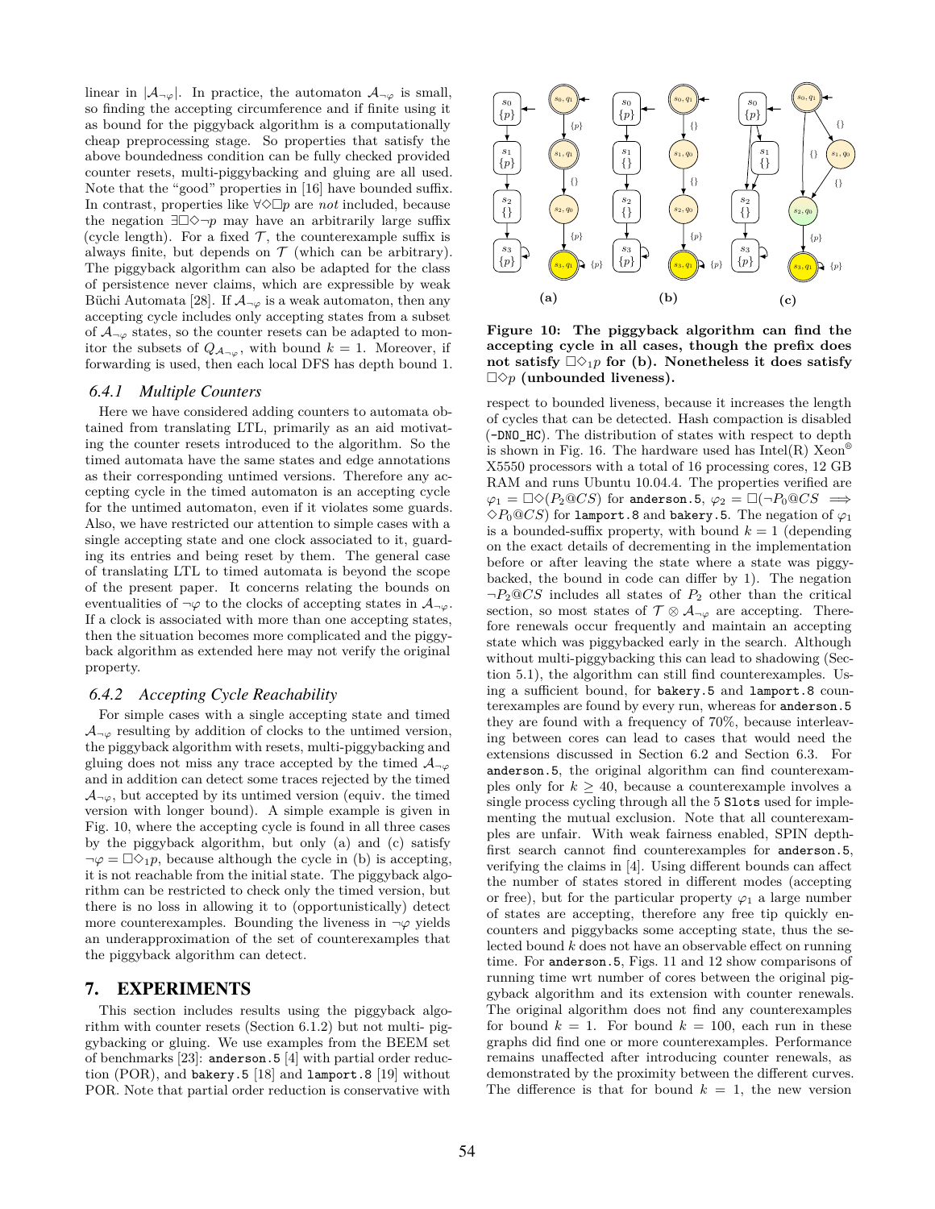linear in $|\mathcal{A}_{\neg\varphi}|$. In practice, the automaton $\mathcal{A}_{\neg\varphi}$ is small, so finding the accepting circumference and if finite using it as bound for the piggyback algorithm is a computationally cheap preprocessing stage. So properties that satisfy the above boundedness condition can be fully checked provided counter resets, multi-piggybacking and gluing are all used. Note that the "good" properties in [16] have bounded suffix. In contrast, properties like $\forall\Diamond\Box p$ are *not* included, because the negation $\exists\Box\Diamond\neg p$ may have an arbitrarily large suffix (cycle length). For a fixed $\mathcal{T}$, the counterexample suffix is always finite, but depends on $\mathcal{T}$ (which can be arbitrary). The piggyback algorithm can also be adapted for the class of persistence never claims, which are expressible by weak Büchi Automata [28]. If $\mathcal{A}_{\neg\varphi}$ is a weak automaton, then any accepting cycle includes only accepting states from a subset of $\mathcal{A}_{\neg\varphi}$ states, so the counter resets can be adapted to monitor the subsets of $Q_{\mathcal{A}_{\neg\varphi}}$, with bound $k = 1$. Moreover, if forwarding is used, then each local DFS has depth bound 1.

### 6.4.1 Multiple Counters

Here we have considered adding counters to automata obtained from translating LTL, primarily as an aid motivating the counter resets introduced to the algorithm. So the timed automata have the same states and edge annotations as their corresponding untimed versions. Therefore any accepting cycle in the timed automaton is an accepting cycle for the untimed automaton, even if it violates some guards. Also, we have restricted our attention to simple cases with a single accepting state and one clock associated to it, guarding its entries and being reset by them. The general case of translating LTL to timed automata is beyond the scope of the present paper. It concerns relating the bounds on eventualities of $\neg\varphi$ to the clocks of accepting states in $\mathcal{A}_{\neg\varphi}$. If a clock is associated with more than one accepting states, then the situation becomes more complicated and the piggyback algorithm as extended here may not verify the original property.

### 6.4.2 Accepting Cycle Reachability

For simple cases with a single accepting state and timed $\mathcal{A}_{\neg\varphi}$ resulting by addition of clocks to the untimed version, the piggyback algorithm with resets, multi-piggybacking and gluing does not miss any trace accepted by the timed $\mathcal{A}_{\neg\varphi}$ and in addition can detect some traces rejected by the timed $\mathcal{A}_{\neg\varphi}$, but accepted by its untimed version (equiv. the timed version with longer bound). A simple example is given in Fig. 10, where the accepting cycle is found in all three cases by the piggyback algorithm, but only (a) and (c) satisfy $\neg\varphi = \Box\Diamond_1 p$, because although the cycle in (b) is accepting, it is not reachable from the initial state. The piggyback algorithm can be restricted to check only the timed version, but there is no loss in allowing it to (opportunistically) detect more counterexamples. Bounding the liveness in $\neg\varphi$ yields an underapproximation of the set of counterexamples that the piggyback algorithm can detect.

## 7. EXPERIMENTS

This section includes results using the piggyback algorithm with counter resets (Section 6.1.2) but not multi- piggybacking or gluing. We use examples from the BEEM set of benchmarks [23]: `anderson.5` [4] with partial order reduction (POR), and `bakery.5` [18] and `lamport.8` [19] without POR. Note that partial order reduction is conservative with

**Figure 10: The piggyback algorithm can find the accepting cycle in all cases, though the prefix does not satisfy $\Box\Diamond_1 p$ for (b). Nonetheless it does satisfy $\Box\Diamond p$ (unbounded liveness).**

respect to bounded liveness, because it increases the length of cycles that can be detected. Hash compaction is disabled (`-DNO_HC`). The distribution of states with respect to depth is shown in Fig. 16. The hardware used has Intel(R) Xeon® X5550 processors with a total of 16 processing cores, 12 GB RAM and runs Ubuntu 10.04.4. The properties verified are $\varphi_1 = \Box\Diamond(P_2@CS)$ for `anderson.5`, $\varphi_2 = \Box(\neg P_0@CS \implies \Diamond P_0@CS)$ for `lamport.8` and `bakery.5`. The negation of $\varphi_1$ is a bounded-suffix property, with bound $k = 1$ (depending on the exact details of decrementing in the implementation before or after leaving the state where a state was piggybacked, the bound in code can differ by 1). The negation $\neg P_2@CS$ includes all states of $P_2$ other than the critical section, so most states of $\mathcal{T} \otimes \mathcal{A}_{\neg\varphi}$ are accepting. Therefore renewals occur frequently and maintain an accepting state which was piggybacked early in the search. Although without multi-piggybacking this can lead to shadowing (Section 5.1), the algorithm can still find counterexamples. Using a sufficient bound, for `bakery.5` and `lamport.8` counterexamples are found by every run, whereas for `anderson.5` they are found with a frequency of 70%, because interleaving between cores can lead to cases that would need the extensions discussed in Section 6.2 and Section 6.3. For `anderson.5`, the original algorithm can find counterexamples only for $k \geq 40$, because a counterexample involves a single process cycling through all the 5 `Slots` used for implementing the mutual exclusion. Note that all counterexamples are unfair. With weak fairness enabled, SPIN depth-first search cannot find counterexamples for `anderson.5`, verifying the claims in [4]. Using different bounds can affect the number of states stored in different modes (accepting or free), but for the particular property $\varphi_1$ a large number of states are accepting, therefore any free tip quickly encounters and piggybacks some accepting state, thus the selected bound $k$ does not have an observable effect on running time. For `anderson.5`, Figs. 11 and 12 show comparisons of running time wrt number of cores between the original piggyback algorithm and its extension with counter renewals. The original algorithm does not find any counterexamples for bound $k = 1$. For bound $k = 100$, each run in these graphs did find one or more counterexamples. Performance remains unaffected after introducing counter renewals, as demonstrated by the proximity between the different curves. The difference is that for bound $k = 1$, the new version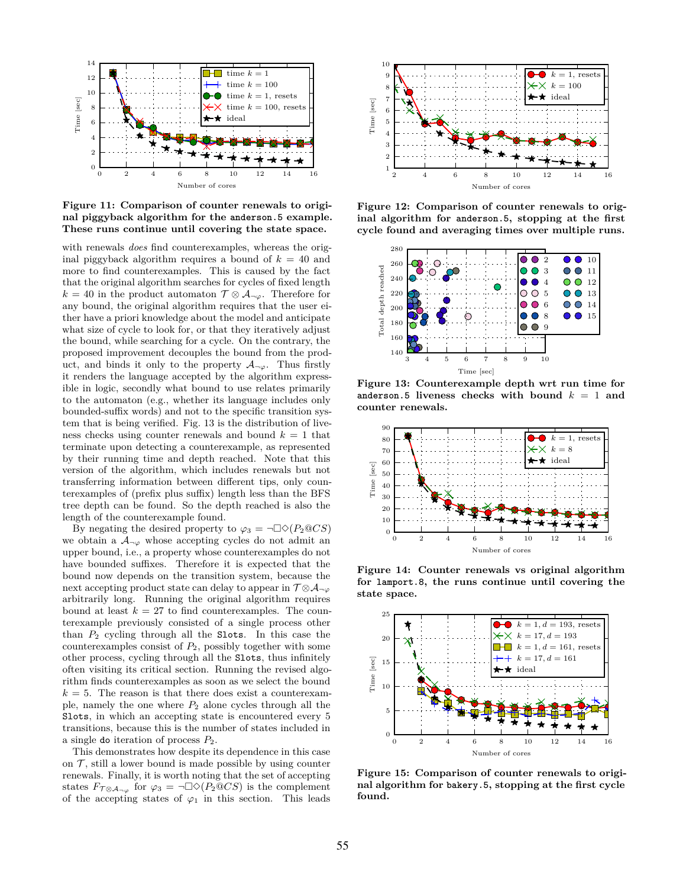Figure 11: Comparison of counter renewals to original piggyback algorithm for the `anderson.5` example. These runs continue until covering the state space.

with renewals *does* find counterexamples, whereas the original piggyback algorithm requires a bound of $k = 40$ and more to find counterexamples. This is caused by the fact that the original algorithm searches for cycles of fixed length $k = 40$ in the product automaton $\mathcal{T} \otimes \mathcal{A}_{\neg\varphi}$. Therefore for any bound, the original algorithm requires that the user either have a priori knowledge about the model and anticipate what size of cycle to look for, or that they iteratively adjust the bound, while searching for a cycle. On the contrary, the proposed improvement decouples the bound from the product, and binds it only to the property $\mathcal{A}_{\neg\varphi}$. Thus firstly it renders the language accepted by the algorithm expressible in logic, secondly what bound to use relates primarily to the automaton (e.g., whether its language includes only bounded-suffix words) and not to the specific transition system that is being verified. Fig. 13 is the distribution of liveness checks using counter renewals and bound $k = 1$ that terminate upon detecting a counterexample, as represented by their running time and depth reached. Note that this version of the algorithm, which includes renewals but not transferring information between different tips, only counterexamples of (prefix plus suffix) length less than the BFS tree depth can be found. So the depth reached is also the length of the counterexample found.

By negating the desired property to $\varphi_3 = \neg\Box\Diamond(P_2@CS)$ we obtain a $\mathcal{A}_{\neg\varphi}$ whose accepting cycles do not admit an upper bound, i.e., a property whose counterexamples do not have bounded suffixes. Therefore it is expected that the bound now depends on the transition system, because the next accepting product state can delay to appear in $\mathcal{T} \otimes \mathcal{A}_{\neg\varphi}$ arbitrarily long. Running the original algorithm requires bound at least $k = 27$ to find counterexamples. The counterexample previously consisted of a single process other than $P_2$ cycling through all the `Slots`. In this case the counterexamples consist of $P_2$, possibly together with some other process, cycling through all the `Slots`, thus infinitely often visiting its critical section. Running the revised algorithm finds counterexamples as soon as we select the bound $k = 5$. The reason is that there does exist a counterexample, namely the one where $P_2$ alone cycles through all the `Slots`, in which an accepting state is encountered every 5 transitions, because this is the number of states included in a single `do` iteration of process $P_2$.

This demonstrates how despite its dependence in this case on $\mathcal{T}$, still a lower bound is made possible by using counter renewals. Finally, it is worth noting that the set of accepting states $F_{\mathcal{T}\otimes\mathcal{A}_{\neg\varphi}}$ for $\varphi_3 = \neg\Box\Diamond(P_2@CS)$ is the complement of the accepting states of $\varphi_1$ in this section. This leads

Figure 12: Comparison of counter renewals to original algorithm for `anderson.5`, stopping at the first cycle found and averaging times over multiple runs.

Figure 13: Counterexample depth wrt run time for `anderson.5` liveness checks with bound $k = 1$ and counter renewals.

Figure 14: Counter renewals vs original algorithm for `lamport.8`, the runs continue until covering the state space.

Figure 15: Comparison of counter renewals to original algorithm for `bakery.5`, stopping at the first cycle found.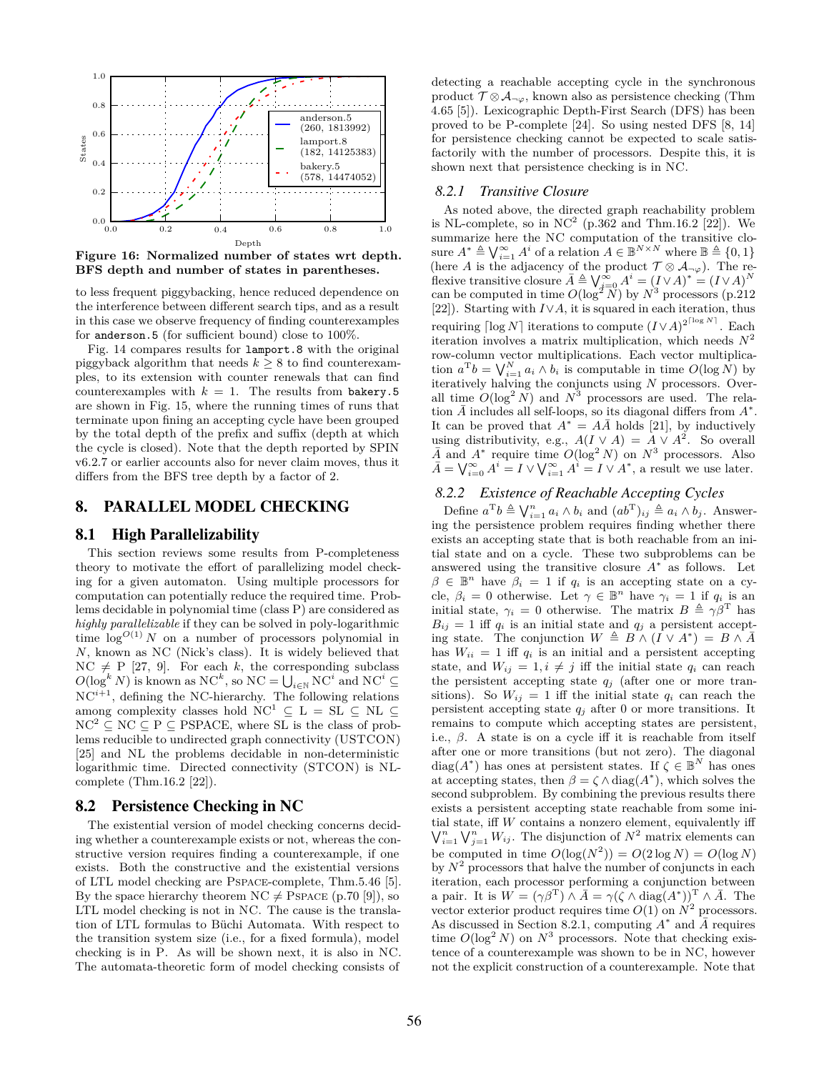Figure 16: Normalized number of states wrt depth. BFS depth and number of states in parentheses.

to less frequent piggybacking, hence reduced dependence on the interference between different search tips, and as a result in this case we observe frequency of finding counterexamples for `anderson.5` (for sufficient bound) close to 100%.

Fig. 14 compares results for `lamport.8` with the original piggyback algorithm that needs $k \geq 8$ to find counterexamples, to its extension with counter renewals that can find counterexamples with $k = 1$. The results from `bakery.5` are shown in Fig. 15, where the running times of runs that terminate upon fining an accepting cycle have been grouped by the total depth of the prefix and suffix (depth at which the cycle is closed). Note that the depth reported by SPIN v6.2.7 or earlier accounts also for never claim moves, thus it differs from the BFS tree depth by a factor of 2.

# 8. PARALLEL MODEL CHECKING

## 8.1 High Parallelizability

This section reviews some results from P-completeness theory to motivate the effort of parallelizing model checking for a given automaton. Using multiple processors for computation can potentially reduce the required time. Problems decidable in polynomial time (class P) are considered as *highly parallelizable* if they can be solved in poly-logarithmic time $\log^{O(1)} N$ on a number of processors polynomial in $N$, known as NC (Nick's class). It is widely believed that $\mathrm{NC} \neq \mathrm{P}$ [27, 9]. For each $k$, the corresponding subclass $O(\log^k N)$ is known as $\mathrm{NC}^k$, so $\mathrm{NC} = \bigcup_{i \in \mathbb{N}} \mathrm{NC}^i$ and $\mathrm{NC}^i \subseteq \mathrm{NC}^{i+1}$, defining the NC-hierarchy. The following relations among complexity classes hold $\mathrm{NC}^1 \subseteq \mathrm{L} = \mathrm{SL} \subseteq \mathrm{NL} \subseteq \mathrm{NC}^2 \subseteq \mathrm{NC} \subseteq \mathrm{P} \subseteq \mathrm{PSPACE}$, where SL is the class of problems reducible to undirected graph connectivity (USTCON) [25] and NL the problems decidable in non-deterministic logarithmic time. Directed connectivity (STCON) is NL-complete (Thm.16.2 [22]).

## 8.2 Persistence Checking in NC

The existential version of model checking concerns deciding whether a counterexample exists or not, whereas the constructive version requires finding a counterexample, if one exists. Both the constructive and the existential versions of LTL model checking are PSPACE-complete, Thm.5.46 [5]. By the space hierarchy theorem $\mathrm{NC} \neq \mathrm{PSPACE}$ (p.70 [9]), so LTL model checking is not in NC. The cause is the translation of LTL formulas to Büchi Automata. With respect to the transition system size (i.e., for a fixed formula), model checking is in P. As will be shown next, it is also in NC. The automata-theoretic form of model checking consists of detecting a reachable accepting cycle in the synchronous product $\mathcal{T} \otimes \mathcal{A}_{\neg\varphi}$, known also as persistence checking (Thm 4.65 [5]). Lexicographic Depth-First Search (DFS) has been proved to be P-complete [24]. So using nested DFS [8, 14] for persistence checking cannot be expected to scale satisfactorily with the number of processors. Despite this, it is shown next that persistence checking is in NC.

### 8.2.1 Transitive Closure

As noted above, the directed graph reachability problem is NL-complete, so in $\mathrm{NC}^2$ (p.362 and Thm.16.2 [22]). We summarize here the NC computation of the transitive closure $A^* \triangleq \bigvee_{i=1}^{\infty} A^i$ of a relation $A \in \mathbb{B}^{N \times N}$ where $\mathbb{B} \triangleq \{0, 1\}$ (here $A$ is the adjacency of the product $\mathcal{T} \otimes \mathcal{A}_{\neg\varphi}$). The reflexive transitive closure $\bar{A} \triangleq \bigvee_{j=0}^{\infty} A^i = (I \vee A)^* = (I \vee A)^N$ can be computed in time $O(\log^2 N)$ by $N^3$ processors (p.212 [22]). Starting with $I \vee A$, it is squared in each iteration, thus requiring $\lceil \log N \rceil$ iterations to compute $(I \vee A)^{2^{\lceil \log N \rceil}}$. Each iteration involves a matrix multiplication, which needs $N^2$ row-column vector multiplications. Each vector multiplication $a^{\mathrm{T}} b = \bigvee_{i=1}^{N} a_i \wedge b_i$ is computable in time $O(\log N)$ by iteratively halving the conjuncts using $N$ processors. Overall time $O(\log^2 N)$ and $N^3$ processors are used. The relation $\bar{A}$ includes all self-loops, so its diagonal differs from $A^*$. It can be proved that $A^* = A\bar{A}$ holds [21], by inductively using distributivity, e.g., $A(I \vee A) = A \vee A^2$. So overall $\bar{A}$ and $A^*$ require time $O(\log^2 N)$ on $N^3$ processors. Also $\bar{A} = \bigvee_{i=0}^{\infty} A^i = I \vee \bigvee_{i=1}^{\infty} A^i = I \vee A^*$, a result we use later.

### 8.2.2 Existence of Reachable Accepting Cycles

Define $a^{\mathrm{T}} b \triangleq \bigvee_{i=1}^{n} a_i \wedge b_i$ and $(ab^{\mathrm{T}})_{ij} \triangleq a_i \wedge b_j$. Answering the persistence problem requires finding whether there exists an accepting state that is both reachable from an initial state and on a cycle. These two subproblems can be answered using the transitive closure $A^*$ as follows. Let $\beta \in \mathbb{B}^n$ have $\beta_i = 1$ if $q_i$ is an accepting state on a cycle, $\beta_i = 0$ otherwise. Let $\gamma \in \mathbb{B}^n$ have $\gamma_i = 1$ if $q_i$ is an initial state, $\gamma_i = 0$ otherwise. The matrix $B \triangleq \gamma \beta^{\mathrm{T}}$ has $B_{ij} = 1$ iff $q_i$ is an initial state and $q_j$ a persistent accepting state. The conjunction $W \triangleq B \wedge (I \vee A^*) = B \wedge \bar{A}$ has $W_{ii} = 1$ iff $q_i$ is an initial and a persistent accepting state, and $W_{ij} = 1, i \neq j$ iff the initial state $q_i$ can reach the persistent accepting state $q_j$ (after one or more transitions). So $W_{ij} = 1$ iff the initial state $q_i$ can reach the persistent accepting state $q_j$ after 0 or more transitions. It remains to compute which accepting states are persistent, i.e., $\beta$. A state is on a cycle iff it is reachable from itself after one or more transitions (but not zero). The diagonal $\mathrm{diag}(A^*)$ has ones at persistent states. If $\zeta \in \mathbb{B}^N$ has ones at accepting states, then $\beta = \zeta \wedge \mathrm{diag}(A^*)$, which solves the second subproblem. By combining the previous results there exists a persistent accepting state reachable from some initial state, iff $W$ contains a nonzero element, equivalently iff $\bigvee_{i=1}^{n} \bigvee_{j=1}^{n} W_{ij}$. The disjunction of $N^2$ matrix elements can be computed in time $O(\log(N^2)) = O(2 \log N) = O(\log N)$ by $N^2$ processors that halve the number of conjuncts in each iteration, each processor performing a conjunction between a pair. It is $W = (\gamma \beta^{\mathrm{T}}) \wedge \bar{A} = \gamma (\zeta \wedge \mathrm{diag}(A^*))^{\mathrm{T}} \wedge \bar{A}$. The vector exterior product requires time $O(1)$ on $N^2$ processors. As discussed in Section 8.2.1, computing $A^*$ and $\bar{A}$ requires time $O(\log^2 N)$ on $N^3$ processors. Note that checking existence of a counterexample was shown to be in NC, however not the explicit construction of a counterexample. Note that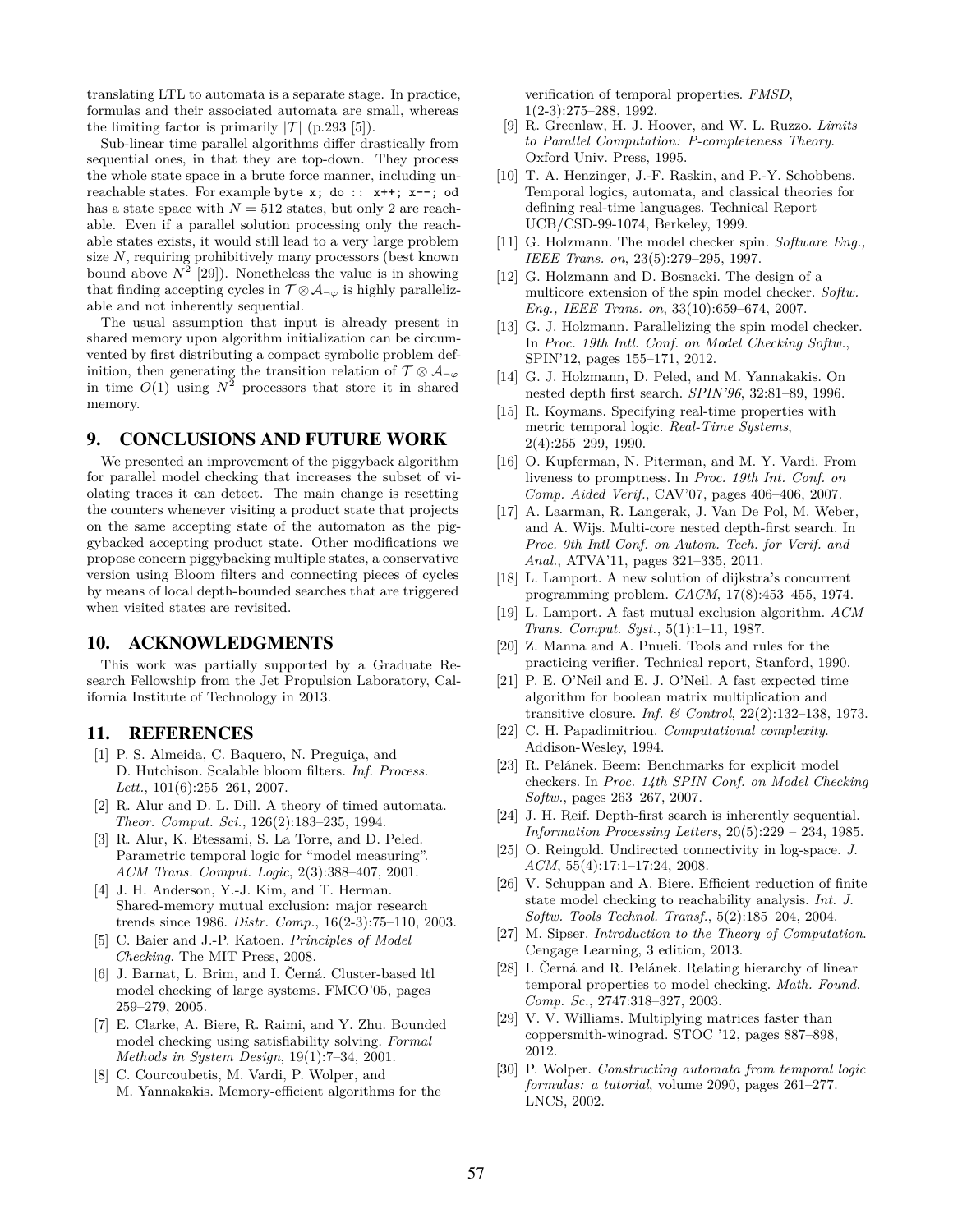translating LTL to automata is a separate stage. In practice, formulas and their associated automata are small, whereas the limiting factor is primarily $|\mathcal{T}|$ (p.293 [5]).

Sub-linear time parallel algorithms differ drastically from sequential ones, in that they are top-down. They process the whole state space in a brute force manner, including unreachable states. For example `byte x; do :: x++; x--; od` has a state space with $N = 512$ states, but only 2 are reachable. Even if a parallel solution processing only the reachable states exists, it would still lead to a very large problem size $N$, requiring prohibitively many processors (best known bound above $N^2$ [29]). Nonetheless the value is in showing that finding accepting cycles in $\mathcal{T} \otimes \mathcal{A}_{\neg\varphi}$ is highly parallelizable and not inherently sequential.

The usual assumption that input is already present in shared memory upon algorithm initialization can be circumvented by first distributing a compact symbolic problem definition, then generating the transition relation of $\mathcal{T} \otimes \mathcal{A}_{\neg\varphi}$ in time $O(1)$ using $N^2$ processors that store it in shared memory.

## 9. CONCLUSIONS AND FUTURE WORK

We presented an improvement of the piggyback algorithm for parallel model checking that increases the subset of violating traces it can detect. The main change is resetting the counters whenever visiting a product state that projects on the same accepting state of the automaton as the piggybacked accepting product state. Other modifications we propose concern piggybacking multiple states, a conservative version using Bloom filters and connecting pieces of cycles by means of local depth-bounded searches that are triggered when visited states are revisited.

## 10. ACKNOWLEDGMENTS

This work was partially supported by a Graduate Research Fellowship from the Jet Propulsion Laboratory, California Institute of Technology in 2013.

## 11. REFERENCES

[1] P. S. Almeida, C. Baquero, N. Preguiça, and D. Hutchison. Scalable bloom filters. *Inf. Process. Lett.*, 101(6):255–261, 2007.

[2] R. Alur and D. L. Dill. A theory of timed automata. *Theor. Comput. Sci.*, 126(2):183–235, 1994.

[3] R. Alur, K. Etessami, S. La Torre, and D. Peled. Parametric temporal logic for "model measuring". *ACM Trans. Comput. Logic*, 2(3):388–407, 2001.

[4] J. H. Anderson, Y.-J. Kim, and T. Herman. Shared-memory mutual exclusion: major research trends since 1986. *Distr. Comp.*, 16(2-3):75–110, 2003.

[5] C. Baier and J.-P. Katoen. *Principles of Model Checking*. The MIT Press, 2008.

[6] J. Barnat, L. Brim, and I. Černá. Cluster-based ltl model checking of large systems. FMCO'05, pages 259–279, 2005.

[7] E. Clarke, A. Biere, R. Raimi, and Y. Zhu. Bounded model checking using satisfiability solving. *Formal Methods in System Design*, 19(1):7–34, 2001.

[8] C. Courcoubetis, M. Vardi, P. Wolper, and M. Yannakakis. Memory-efficient algorithms for the verification of temporal properties. *FMSD*, 1(2-3):275–288, 1992.

[9] R. Greenlaw, H. J. Hoover, and W. L. Ruzzo. *Limits to Parallel Computation: P-completeness Theory*. Oxford Univ. Press, 1995.

[10] T. A. Henzinger, J.-F. Raskin, and P.-Y. Schobbens. Temporal logics, automata, and classical theories for defining real-time languages. Technical Report UCB/CSD-99-1074, Berkeley, 1999.

[11] G. Holzmann. The model checker spin. *Software Eng., IEEE Trans. on*, 23(5):279–295, 1997.

[12] G. Holzmann and D. Bosnacki. The design of a multicore extension of the spin model checker. *Softw. Eng., IEEE Trans. on*, 33(10):659–674, 2007.

[13] G. J. Holzmann. Parallelizing the spin model checker. In *Proc. 19th Intl. Conf. on Model Checking Softw.*, SPIN'12, pages 155–171, 2012.

[14] G. J. Holzmann, D. Peled, and M. Yannakakis. On nested depth first search. *SPIN'96*, 32:81–89, 1996.

[15] R. Koymans. Specifying real-time properties with metric temporal logic. *Real-Time Systems*, 2(4):255–299, 1990.

[16] O. Kupferman, N. Piterman, and M. Y. Vardi. From liveness to promptness. In *Proc. 19th Int. Conf. on Comp. Aided Verif.*, CAV'07, pages 406–406, 2007.

[17] A. Laarman, R. Langerak, J. Van De Pol, M. Weber, and A. Wijs. Multi-core nested depth-first search. In *Proc. 9th Intl Conf. on Autom. Tech. for Verif. and Anal.*, ATVA'11, pages 321–335, 2011.

[18] L. Lamport. A new solution of dijkstra's concurrent programming problem. *CACM*, 17(8):453–455, 1974.

[19] L. Lamport. A fast mutual exclusion algorithm. *ACM Trans. Comput. Syst.*, 5(1):1–11, 1987.

[20] Z. Manna and A. Pnueli. Tools and rules for the practicing verifier. Technical report, Stanford, 1990.

[21] P. E. O'Neil and E. J. O'Neil. A fast expected time algorithm for boolean matrix multiplication and transitive closure. *Inf. & Control*, 22(2):132–138, 1973.

[22] C. H. Papadimitriou. *Computational complexity*. Addison-Wesley, 1994.

[23] R. Pelánek. Beem: Benchmarks for explicit model checkers. In *Proc. 14th SPIN Conf. on Model Checking Softw.*, pages 263–267, 2007.

[24] J. H. Reif. Depth-first search is inherently sequential. *Information Processing Letters*, 20(5):229 – 234, 1985.

[25] O. Reingold. Undirected connectivity in log-space. *J. ACM*, 55(4):17:1–17:24, 2008.

[26] V. Schuppan and A. Biere. Efficient reduction of finite state model checking to reachability analysis. *Int. J. Softw. Tools Technol. Transf.*, 5(2):185–204, 2004.

[27] M. Sipser. *Introduction to the Theory of Computation*. Cengage Learning, 3 edition, 2013.

[28] I. Černá and R. Pelánek. Relating hierarchy of linear temporal properties to model checking. *Math. Found. Comp. Sc.*, 2747:318–327, 2003.

[29] V. V. Williams. Multiplying matrices faster than coppersmith-winograd. STOC '12, pages 887–898, 2012.

[30] P. Wolper. *Constructing automata from temporal logic formulas: a tutorial*, volume 2090, pages 261–277. LNCS, 2002.